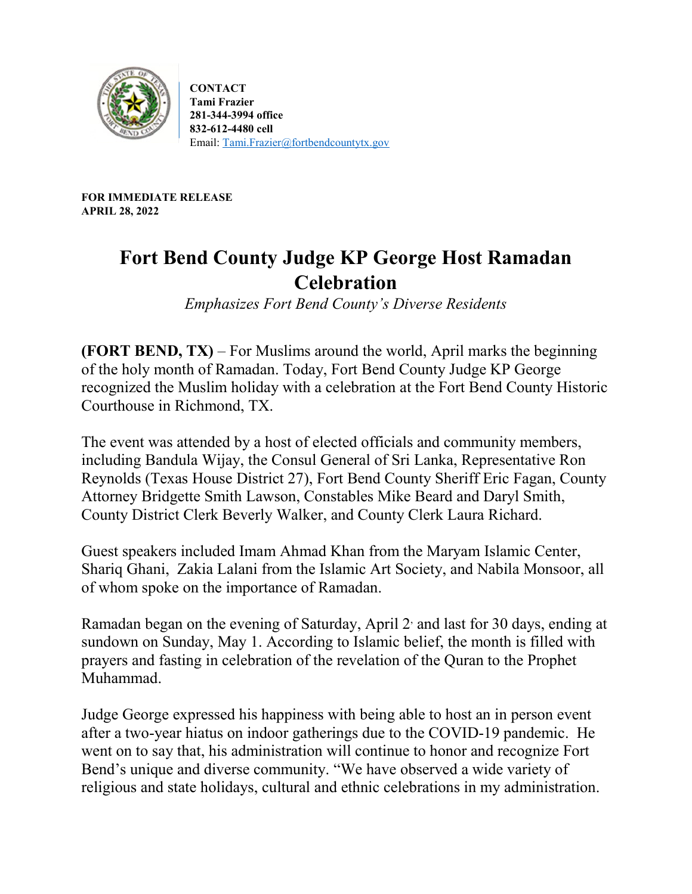**CONTACT**
**Tami Frazier**
**281-344-3994 office**
**832-612-4480 cell**
Email: Tami.Frazier@fortbendcountytx.gov

**FOR IMMEDIATE RELEASE**
**APRIL 28, 2022**

# Fort Bend County Judge KP George Host Ramadan Celebration

*Emphasizes Fort Bend County's Diverse Residents*

**(FORT BEND, TX)** – For Muslims around the world, April marks the beginning of the holy month of Ramadan. Today, Fort Bend County Judge KP George recognized the Muslim holiday with a celebration at the Fort Bend County Historic Courthouse in Richmond, TX.

The event was attended by a host of elected officials and community members, including Bandula Wijay, the Consul General of Sri Lanka, Representative Ron Reynolds (Texas House District 27), Fort Bend County Sheriff Eric Fagan, County Attorney Bridgette Smith Lawson, Constables Mike Beard and Daryl Smith, County District Clerk Beverly Walker, and County Clerk Laura Richard.

Guest speakers included Imam Ahmad Khan from the Maryam Islamic Center, Shariq Ghani, Zakia Lalani from the Islamic Art Society, and Nabila Monsoor, all of whom spoke on the importance of Ramadan.

Ramadan began on the evening of Saturday, April 2, and last for 30 days, ending at sundown on Sunday, May 1. According to Islamic belief, the month is filled with prayers and fasting in celebration of the revelation of the Quran to the Prophet Muhammad.

Judge George expressed his happiness with being able to host an in person event after a two-year hiatus on indoor gatherings due to the COVID-19 pandemic. He went on to say that, his administration will continue to honor and recognize Fort Bend's unique and diverse community. "We have observed a wide variety of religious and state holidays, cultural and ethnic celebrations in my administration.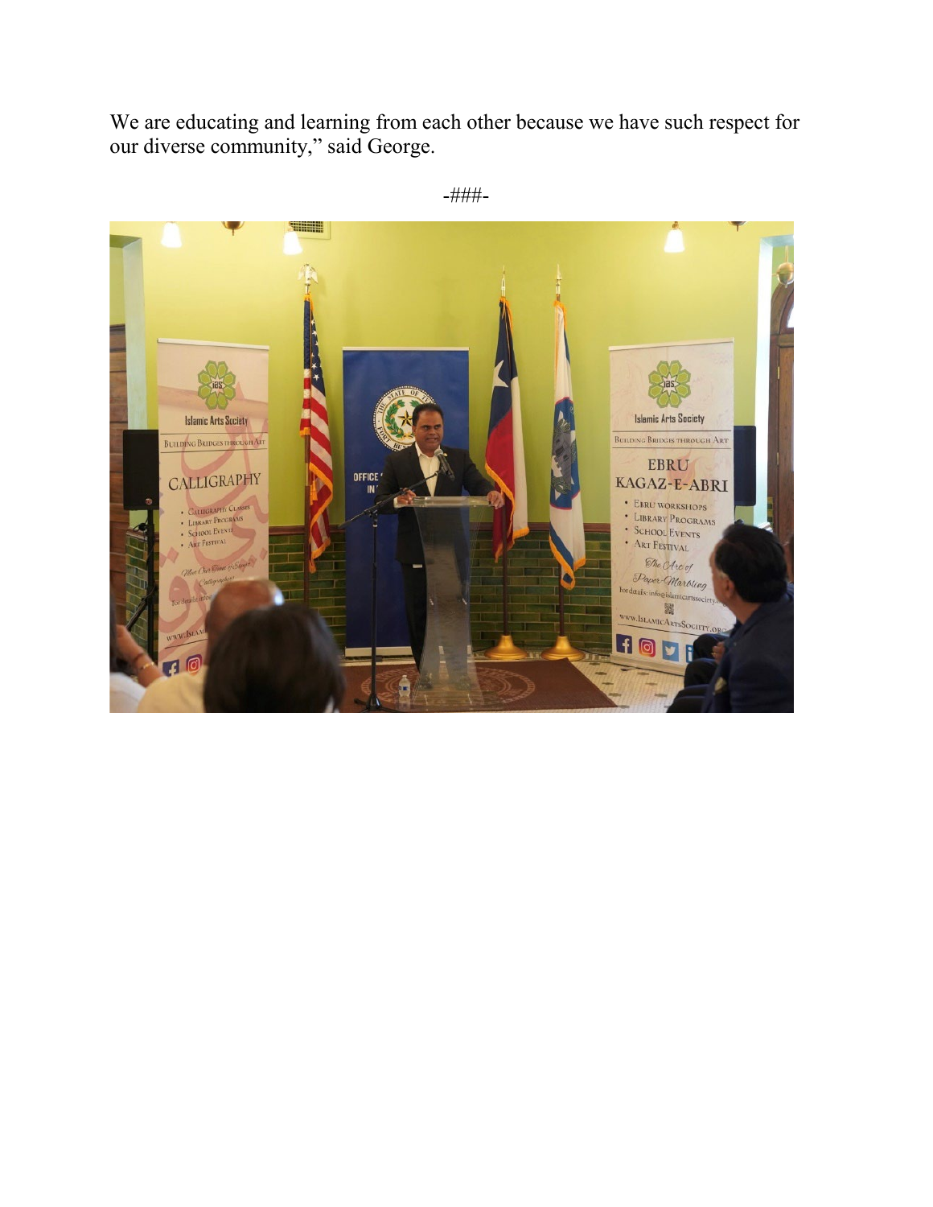We are educating and learning from each other because we have such respect for our diverse community," said George.

-###-